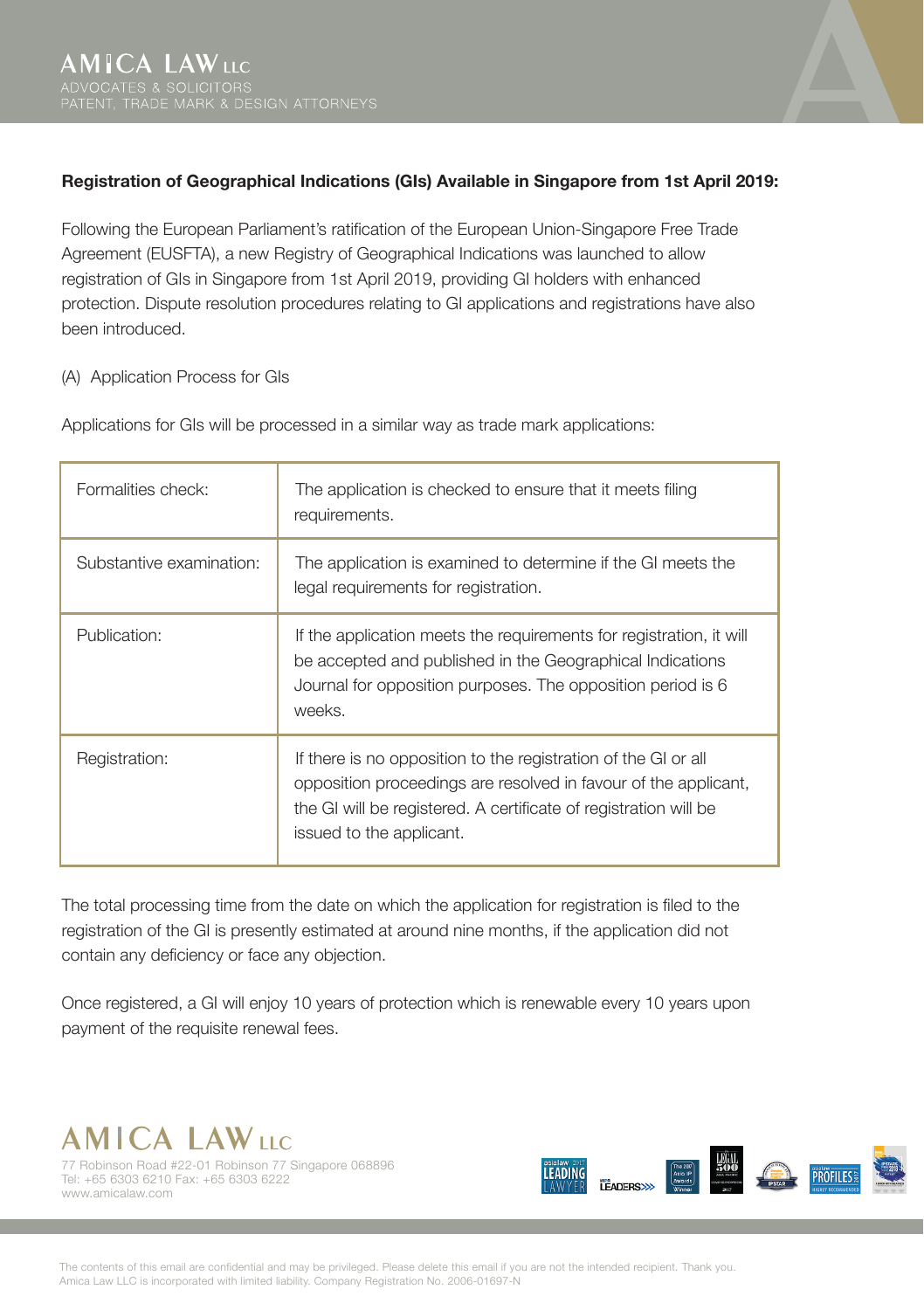**Registration of Geographical Indications (GIs) Available in Singapore from 1st April 2019:**

Following the European Parliament's ratification of the European Union-Singapore Free Trade Agreement (EUSFTA), a new Registry of Geographical Indications was launched to allow registration of GIs in Singapore from 1st April 2019, providing GI holders with enhanced protection. Dispute resolution procedures relating to GI applications and registrations have also been introduced.

(A) Application Process for GIs

Applications for GIs will be processed in a similar way as trade mark applications:

| | |
|---|---|
| Formalities check: | The application is checked to ensure that it meets filing requirements. |
| Substantive examination: | The application is examined to determine if the GI meets the legal requirements for registration. |
| Publication: | If the application meets the requirements for registration, it will be accepted and published in the Geographical Indications Journal for opposition purposes. The opposition period is 6 weeks. |
| Registration: | If there is no opposition to the registration of the GI or all opposition proceedings are resolved in favour of the applicant, the GI will be registered. A certificate of registration will be issued to the applicant. |

The total processing time from the date on which the application for registration is filed to the registration of the GI is presently estimated at around nine months, if the application did not contain any deficiency or face any objection.

Once registered, a GI will enjoy 10 years of protection which is renewable every 10 years upon payment of the requisite renewal fees.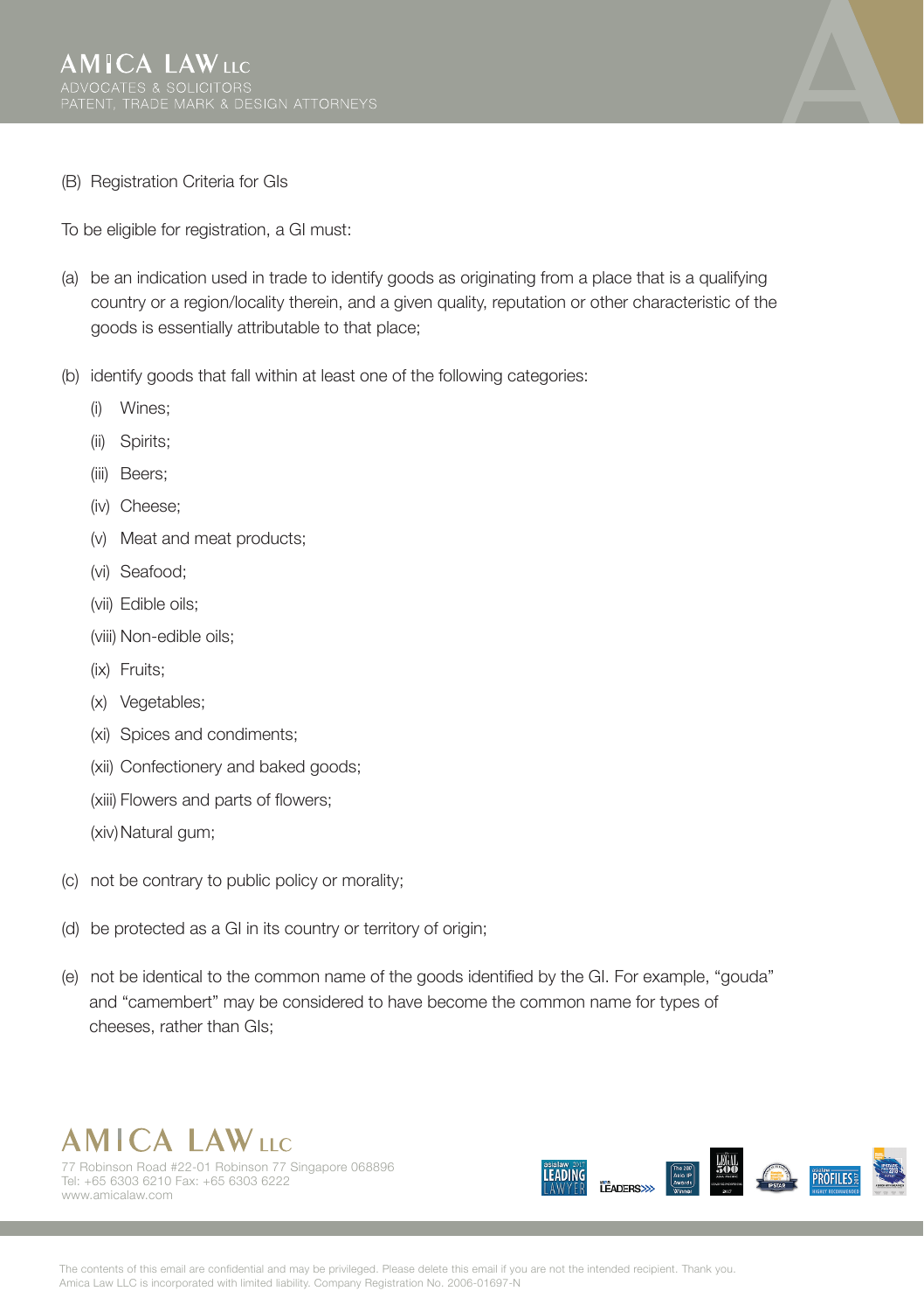(B) Registration Criteria for GIs

To be eligible for registration, a GI must:

(a) be an indication used in trade to identify goods as originating from a place that is a qualifying country or a region/locality therein, and a given quality, reputation or other characteristic of the goods is essentially attributable to that place;

(b) identify goods that fall within at least one of the following categories:

   (i) Wines;

   (ii) Spirits;

   (iii) Beers;

   (iv) Cheese;

   (v) Meat and meat products;

   (vi) Seafood;

   (vii) Edible oils;

   (viii) Non-edible oils;

   (ix) Fruits;

   (x) Vegetables;

   (xi) Spices and condiments;

   (xii) Confectionery and baked goods;

   (xiii) Flowers and parts of flowers;

   (xiv) Natural gum;

(c) not be contrary to public policy or morality;

(d) be protected as a GI in its country or territory of origin;

(e) not be identical to the common name of the goods identified by the GI. For example, "gouda" and "camembert" may be considered to have become the common name for types of cheeses, rather than GIs;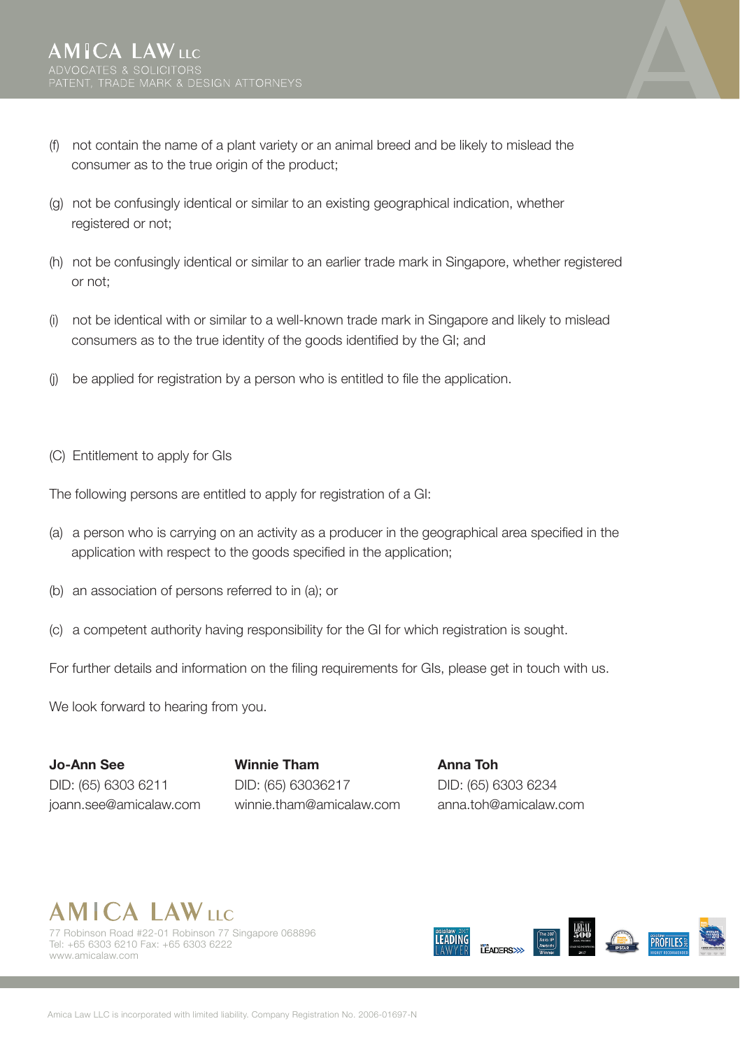(f) not contain the name of a plant variety or an animal breed and be likely to mislead the consumer as to the true origin of the product;

(g) not be confusingly identical or similar to an existing geographical indication, whether registered or not;

(h) not be confusingly identical or similar to an earlier trade mark in Singapore, whether registered or not;

(i) not be identical with or similar to a well-known trade mark in Singapore and likely to mislead consumers as to the true identity of the goods identified by the GI; and

(j) be applied for registration by a person who is entitled to file the application.

(C) Entitlement to apply for GIs

The following persons are entitled to apply for registration of a GI:

(a) a person who is carrying on an activity as a producer in the geographical area specified in the application with respect to the goods specified in the application;

(b) an association of persons referred to in (a); or

(c) a competent authority having responsibility for the GI for which registration is sought.

For further details and information on the filing requirements for GIs, please get in touch with us.

We look forward to hearing from you.

**Jo-Ann See**
DID: (65) 6303 6211
joann.see@amicalaw.com

**Winnie Tham**
DID: (65) 63036217
winnie.tham@amicalaw.com

**Anna Toh**
DID: (65) 6303 6234
anna.toh@amicalaw.com

AMICA LAW LLC
77 Robinson Road #22-01 Robinson 77 Singapore 068896
Tel: +65 6303 6210 Fax: +65 6303 6222
www.amicalaw.com

Amica Law LLC is incorporated with limited liability. Company Registration No. 2006-01697-N